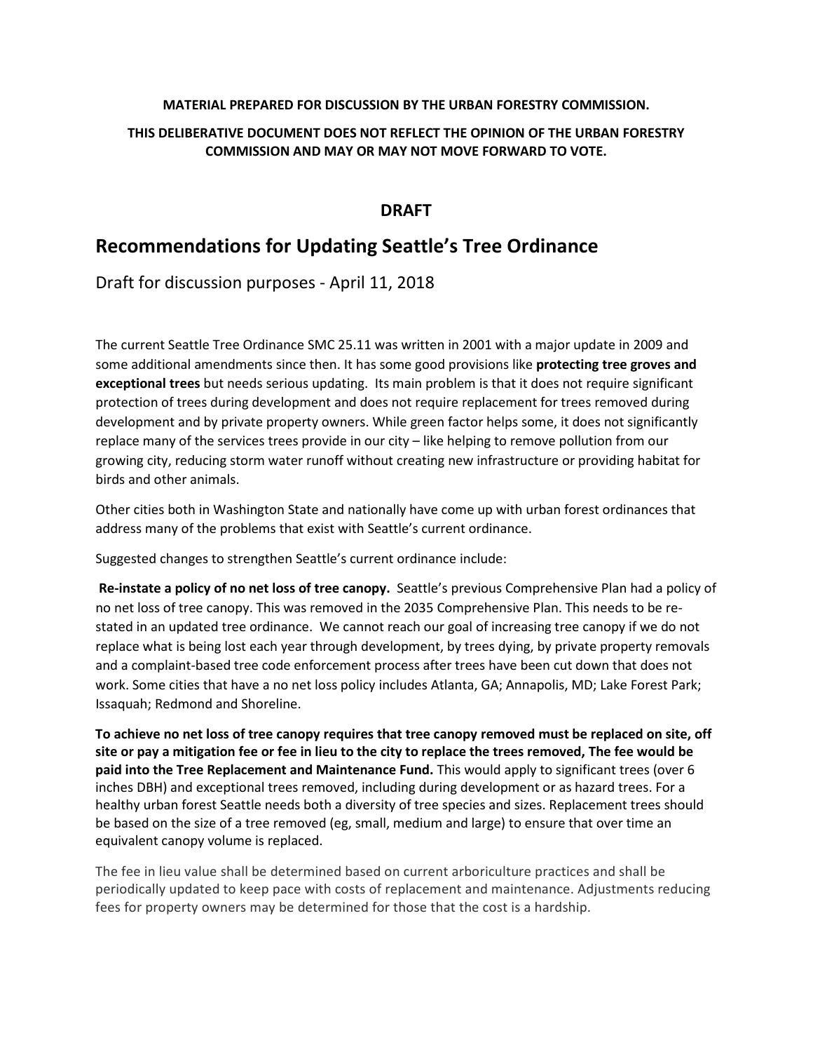**MATERIAL PREPARED FOR DISCUSSION BY THE URBAN FORESTRY COMMISSION.**

**THIS DELIBERATIVE DOCUMENT DOES NOT REFLECT THE OPINION OF THE URBAN FORESTRY COMMISSION AND MAY OR MAY NOT MOVE FORWARD TO VOTE.**

**DRAFT**

# Recommendations for Updating Seattle's Tree Ordinance

Draft for discussion purposes - April 11, 2018

The current Seattle Tree Ordinance SMC 25.11 was written in 2001 with a major update in 2009 and some additional amendments since then. It has some good provisions like **protecting tree groves and exceptional trees** but needs serious updating. Its main problem is that it does not require significant protection of trees during development and does not require replacement for trees removed during development and by private property owners. While green factor helps some, it does not significantly replace many of the services trees provide in our city – like helping to remove pollution from our growing city, reducing storm water runoff without creating new infrastructure or providing habitat for birds and other animals.

Other cities both in Washington State and nationally have come up with urban forest ordinances that address many of the problems that exist with Seattle's current ordinance.

Suggested changes to strengthen Seattle's current ordinance include:

**Re-instate a policy of no net loss of tree canopy.** Seattle's previous Comprehensive Plan had a policy of no net loss of tree canopy. This was removed in the 2035 Comprehensive Plan. This needs to be re-stated in an updated tree ordinance. We cannot reach our goal of increasing tree canopy if we do not replace what is being lost each year through development, by trees dying, by private property removals and a complaint-based tree code enforcement process after trees have been cut down that does not work. Some cities that have a no net loss policy includes Atlanta, GA; Annapolis, MD; Lake Forest Park; Issaquah; Redmond and Shoreline.

**To achieve no net loss of tree canopy requires that tree canopy removed must be replaced on site, off site or pay a mitigation fee or fee in lieu to the city to replace the trees removed, The fee would be paid into the Tree Replacement and Maintenance Fund.** This would apply to significant trees (over 6 inches DBH) and exceptional trees removed, including during development or as hazard trees. For a healthy urban forest Seattle needs both a diversity of tree species and sizes. Replacement trees should be based on the size of a tree removed (eg, small, medium and large) to ensure that over time an equivalent canopy volume is replaced.

The fee in lieu value shall be determined based on current arboriculture practices and shall be periodically updated to keep pace with costs of replacement and maintenance. Adjustments reducing fees for property owners may be determined for those that the cost is a hardship.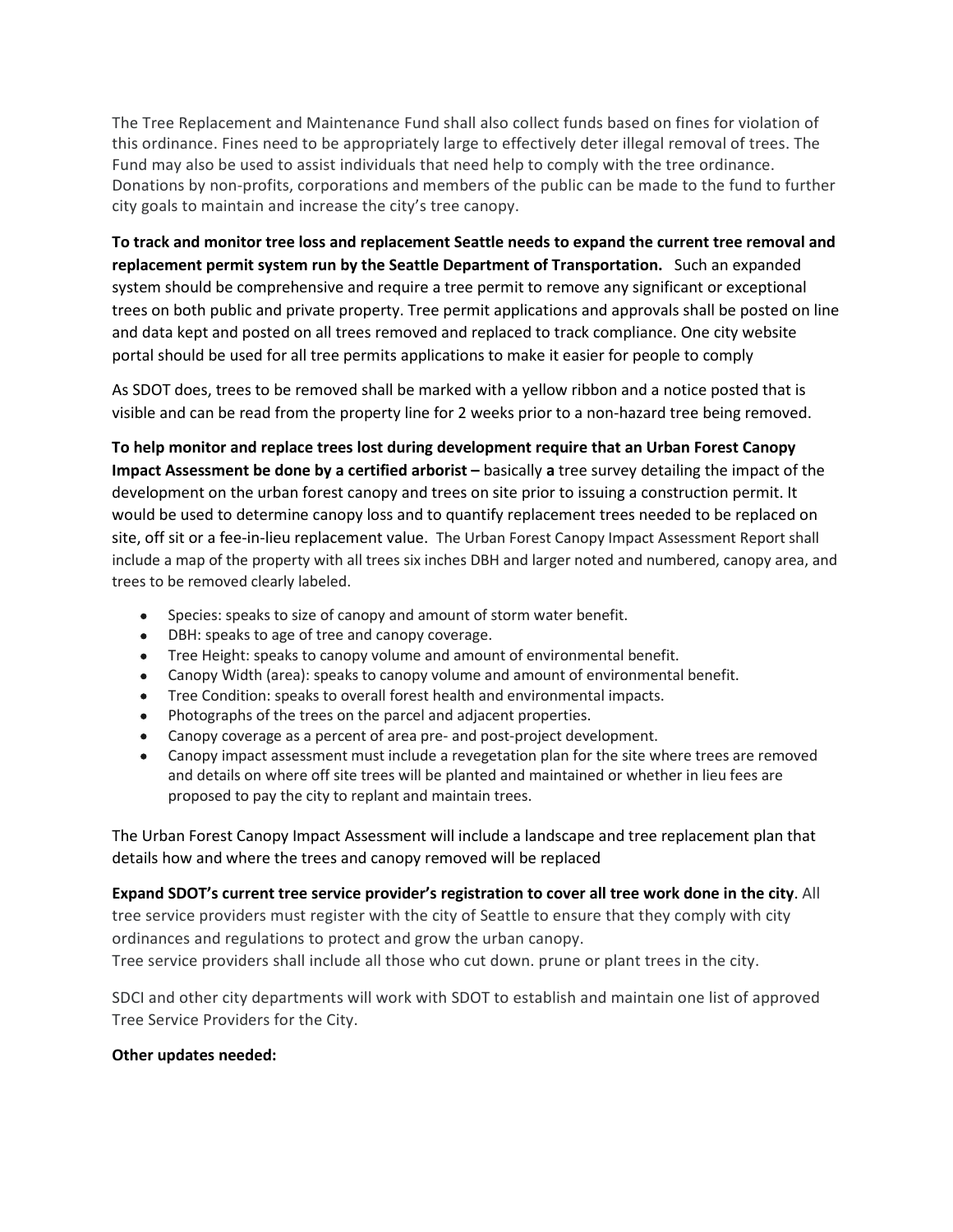The Tree Replacement and Maintenance Fund shall also collect funds based on fines for violation of this ordinance. Fines need to be appropriately large to effectively deter illegal removal of trees. The Fund may also be used to assist individuals that need help to comply with the tree ordinance. Donations by non-profits, corporations and members of the public can be made to the fund to further city goals to maintain and increase the city's tree canopy.

**To track and monitor tree loss and replacement Seattle needs to expand the current tree removal and replacement permit system run by the Seattle Department of Transportation.** Such an expanded system should be comprehensive and require a tree permit to remove any significant or exceptional trees on both public and private property. Tree permit applications and approvals shall be posted on line and data kept and posted on all trees removed and replaced to track compliance. One city website portal should be used for all tree permits applications to make it easier for people to comply

As SDOT does, trees to be removed shall be marked with a yellow ribbon and a notice posted that is visible and can be read from the property line for 2 weeks prior to a non-hazard tree being removed.

**To help monitor and replace trees lost during development require that an Urban Forest Canopy Impact Assessment be done by a certified arborist –** basically **a** tree survey detailing the impact of the development on the urban forest canopy and trees on site prior to issuing a construction permit. It would be used to determine canopy loss and to quantify replacement trees needed to be replaced on site, off sit or a fee-in-lieu replacement value. The Urban Forest Canopy Impact Assessment Report shall include a map of the property with all trees six inches DBH and larger noted and numbered, canopy area, and trees to be removed clearly labeled.

- Species: speaks to size of canopy and amount of storm water benefit.
- DBH: speaks to age of tree and canopy coverage.
- Tree Height: speaks to canopy volume and amount of environmental benefit.
- Canopy Width (area): speaks to canopy volume and amount of environmental benefit.
- Tree Condition: speaks to overall forest health and environmental impacts.
- Photographs of the trees on the parcel and adjacent properties.
- Canopy coverage as a percent of area pre- and post-project development.
- Canopy impact assessment must include a revegetation plan for the site where trees are removed and details on where off site trees will be planted and maintained or whether in lieu fees are proposed to pay the city to replant and maintain trees.

The Urban Forest Canopy Impact Assessment will include a landscape and tree replacement plan that details how and where the trees and canopy removed will be replaced

**Expand SDOT's current tree service provider's registration to cover all tree work done in the city**. All tree service providers must register with the city of Seattle to ensure that they comply with city ordinances and regulations to protect and grow the urban canopy.
Tree service providers shall include all those who cut down. prune or plant trees in the city.

SDCI and other city departments will work with SDOT to establish and maintain one list of approved Tree Service Providers for the City.

**Other updates needed:**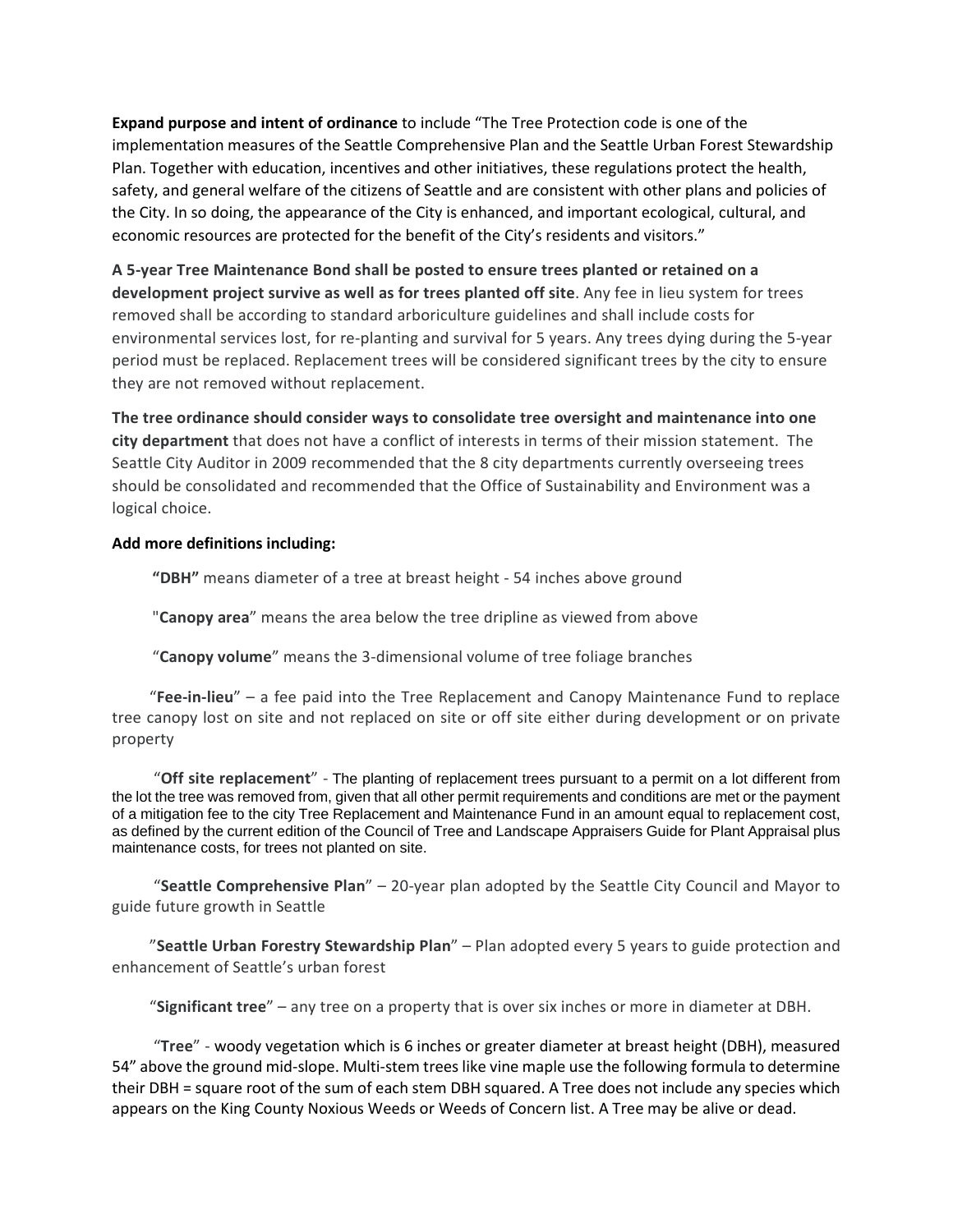**Expand purpose and intent of ordinance** to include "The Tree Protection code is one of the implementation measures of the Seattle Comprehensive Plan and the Seattle Urban Forest Stewardship Plan. Together with education, incentives and other initiatives, these regulations protect the health, safety, and general welfare of the citizens of Seattle and are consistent with other plans and policies of the City. In so doing, the appearance of the City is enhanced, and important ecological, cultural, and economic resources are protected for the benefit of the City's residents and visitors."

**A 5-year Tree Maintenance Bond shall be posted to ensure trees planted or retained on a development project survive as well as for trees planted off site**. Any fee in lieu system for trees removed shall be according to standard arboriculture guidelines and shall include costs for environmental services lost, for re-planting and survival for 5 years. Any trees dying during the 5-year period must be replaced. Replacement trees will be considered significant trees by the city to ensure they are not removed without replacement.

**The tree ordinance should consider ways to consolidate tree oversight and maintenance into one city department** that does not have a conflict of interests in terms of their mission statement. The Seattle City Auditor in 2009 recommended that the 8 city departments currently overseeing trees should be consolidated and recommended that the Office of Sustainability and Environment was a logical choice.

**Add more definitions including:**

**"DBH"** means diameter of a tree at breast height - 54 inches above ground

"**Canopy area**" means the area below the tree dripline as viewed from above

"**Canopy volume**" means the 3-dimensional volume of tree foliage branches

"**Fee-in-lieu**" – a fee paid into the Tree Replacement and Canopy Maintenance Fund to replace tree canopy lost on site and not replaced on site or off site either during development or on private property

"**Off site replacement**" - The planting of replacement trees pursuant to a permit on a lot different from the lot the tree was removed from, given that all other permit requirements and conditions are met or the payment of a mitigation fee to the city Tree Replacement and Maintenance Fund in an amount equal to replacement cost, as defined by the current edition of the Council of Tree and Landscape Appraisers Guide for Plant Appraisal plus maintenance costs, for trees not planted on site.

"**Seattle Comprehensive Plan**" – 20-year plan adopted by the Seattle City Council and Mayor to guide future growth in Seattle

"**Seattle Urban Forestry Stewardship Plan**" – Plan adopted every 5 years to guide protection and enhancement of Seattle's urban forest

"**Significant tree**" – any tree on a property that is over six inches or more in diameter at DBH.

"**Tree**" - woody vegetation which is 6 inches or greater diameter at breast height (DBH), measured 54" above the ground mid-slope. Multi-stem trees like vine maple use the following formula to determine their DBH = square root of the sum of each stem DBH squared. A Tree does not include any species which appears on the King County Noxious Weeds or Weeds of Concern list. A Tree may be alive or dead.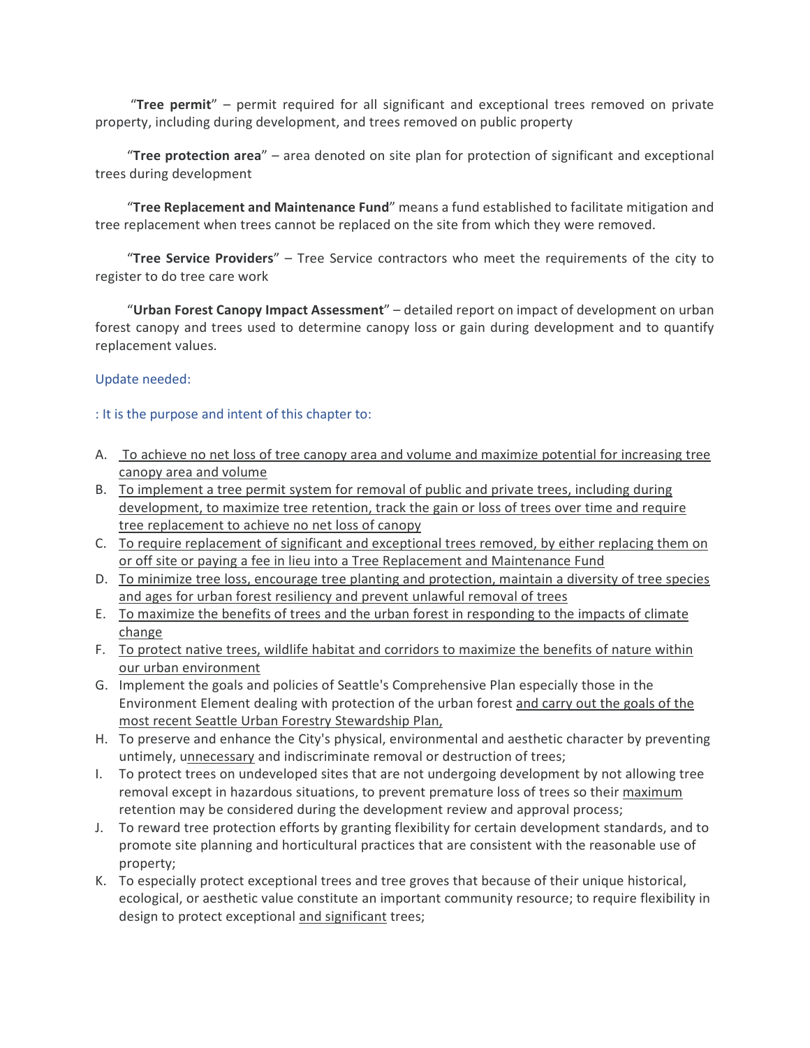"**Tree permit**" – permit required for all significant and exceptional trees removed on private property, including during development, and trees removed on public property

"**Tree protection area**" – area denoted on site plan for protection of significant and exceptional trees during development

"**Tree Replacement and Maintenance Fund**" means a fund established to facilitate mitigation and tree replacement when trees cannot be replaced on the site from which they were removed.

"**Tree Service Providers**" – Tree Service contractors who meet the requirements of the city to register to do tree care work

"**Urban Forest Canopy Impact Assessment**" – detailed report on impact of development on urban forest canopy and trees used to determine canopy loss or gain during development and to quantify replacement values.

Update needed:

: It is the purpose and intent of this chapter to:

A. <u>To achieve no net loss of tree canopy area and volume and maximize potential for increasing tree canopy area and volume</u>
B. <u>To implement a tree permit system for removal of public and private trees, including during development, to maximize tree retention, track the gain or loss of trees over time and require tree replacement to achieve no net loss of canopy</u>
C. <u>To require replacement of significant and exceptional trees removed, by either replacing them on or off site or paying a fee in lieu into a Tree Replacement and Maintenance Fund</u>
D. <u>To minimize tree loss, encourage tree planting and protection, maintain a diversity of tree species and ages for urban forest resiliency and prevent unlawful removal of trees</u>
E. <u>To maximize the benefits of trees and the urban forest in responding to the impacts of climate change</u>
F. <u>To protect native trees, wildlife habitat and corridors to maximize the benefits of nature within our urban environment</u>
G. Implement the goals and policies of Seattle's Comprehensive Plan especially those in the Environment Element dealing with protection of the urban forest <u>and carry out the goals of the most recent Seattle Urban Forestry Stewardship Plan,</u>
H. To preserve and enhance the City's physical, environmental and aesthetic character by preventing untimely, <u>unnecessary</u> and indiscriminate removal or destruction of trees;
I. To protect trees on undeveloped sites that are not undergoing development by not allowing tree removal except in hazardous situations, to prevent premature loss of trees so their <u>maximum</u> retention may be considered during the development review and approval process;
J. To reward tree protection efforts by granting flexibility for certain development standards, and to promote site planning and horticultural practices that are consistent with the reasonable use of property;
K. To especially protect exceptional trees and tree groves that because of their unique historical, ecological, or aesthetic value constitute an important community resource; to require flexibility in design to protect exceptional <u>and significant</u> trees;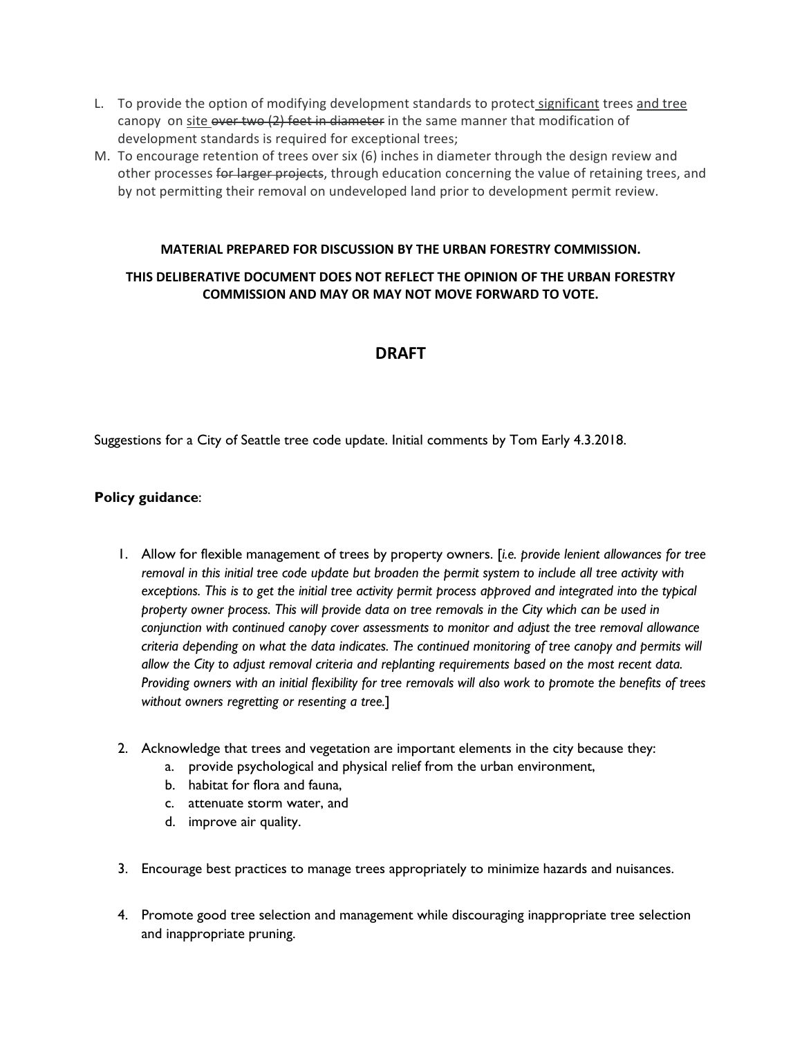L. To provide the option of modifying development standards to protect <u>significant</u> trees <u>and tree</u> canopy on <u>site</u> ~~over two (2) feet in diameter~~ in the same manner that modification of development standards is required for exceptional trees;

M. To encourage retention of trees over six (6) inches in diameter through the design review and other processes ~~for larger projects~~, through education concerning the value of retaining trees, and by not permitting their removal on undeveloped land prior to development permit review.

**MATERIAL PREPARED FOR DISCUSSION BY THE URBAN FORESTRY COMMISSION.**

**THIS DELIBERATIVE DOCUMENT DOES NOT REFLECT THE OPINION OF THE URBAN FORESTRY COMMISSION AND MAY OR MAY NOT MOVE FORWARD TO VOTE.**

## DRAFT

Suggestions for a City of Seattle tree code update. Initial comments by Tom Early 4.3.2018.

**Policy guidance**:

1. Allow for flexible management of trees by property owners. [*i.e. provide lenient allowances for tree removal in this initial tree code update but broaden the permit system to include all tree activity with exceptions. This is to get the initial tree activity permit process approved and integrated into the typical property owner process. This will provide data on tree removals in the City which can be used in conjunction with continued canopy cover assessments to monitor and adjust the tree removal allowance criteria depending on what the data indicates. The continued monitoring of tree canopy and permits will allow the City to adjust removal criteria and replanting requirements based on the most recent data. Providing owners with an initial flexibility for tree removals will also work to promote the benefits of trees without owners regretting or resenting a tree.*]

2. Acknowledge that trees and vegetation are important elements in the city because they:
   a. provide psychological and physical relief from the urban environment,
   b. habitat for flora and fauna,
   c. attenuate storm water, and
   d. improve air quality.

3. Encourage best practices to manage trees appropriately to minimize hazards and nuisances.

4. Promote good tree selection and management while discouraging inappropriate tree selection and inappropriate pruning.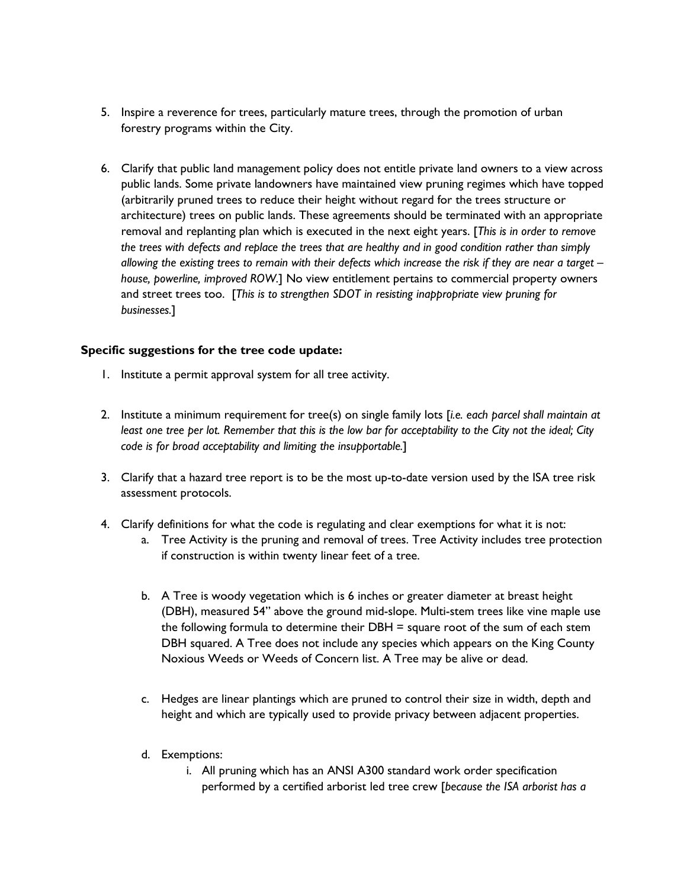5. Inspire a reverence for trees, particularly mature trees, through the promotion of urban forestry programs within the City.

6. Clarify that public land management policy does not entitle private land owners to a view across public lands. Some private landowners have maintained view pruning regimes which have topped (arbitrarily pruned trees to reduce their height without regard for the trees structure or architecture) trees on public lands. These agreements should be terminated with an appropriate removal and replanting plan which is executed in the next eight years. [*This is in order to remove the trees with defects and replace the trees that are healthy and in good condition rather than simply allowing the existing trees to remain with their defects which increase the risk if they are near a target – house, powerline, improved ROW.*] No view entitlement pertains to commercial property owners and street trees too. [*This is to strengthen SDOT in resisting inappropriate view pruning for businesses.*]

**Specific suggestions for the tree code update:**

1. Institute a permit approval system for all tree activity.

2. Institute a minimum requirement for tree(s) on single family lots [*i.e. each parcel shall maintain at least one tree per lot. Remember that this is the low bar for acceptability to the City not the ideal; City code is for broad acceptability and limiting the insupportable.*]

3. Clarify that a hazard tree report is to be the most up-to-date version used by the ISA tree risk assessment protocols.

4. Clarify definitions for what the code is regulating and clear exemptions for what it is not:
    a. Tree Activity is the pruning and removal of trees. Tree Activity includes tree protection if construction is within twenty linear feet of a tree.

    b. A Tree is woody vegetation which is 6 inches or greater diameter at breast height (DBH), measured 54" above the ground mid-slope. Multi-stem trees like vine maple use the following formula to determine their DBH = square root of the sum of each stem DBH squared. A Tree does not include any species which appears on the King County Noxious Weeds or Weeds of Concern list. A Tree may be alive or dead.

    c. Hedges are linear plantings which are pruned to control their size in width, depth and height and which are typically used to provide privacy between adjacent properties.

    d. Exemptions:
        i. All pruning which has an ANSI A300 standard work order specification performed by a certified arborist led tree crew [*because the ISA arborist has a*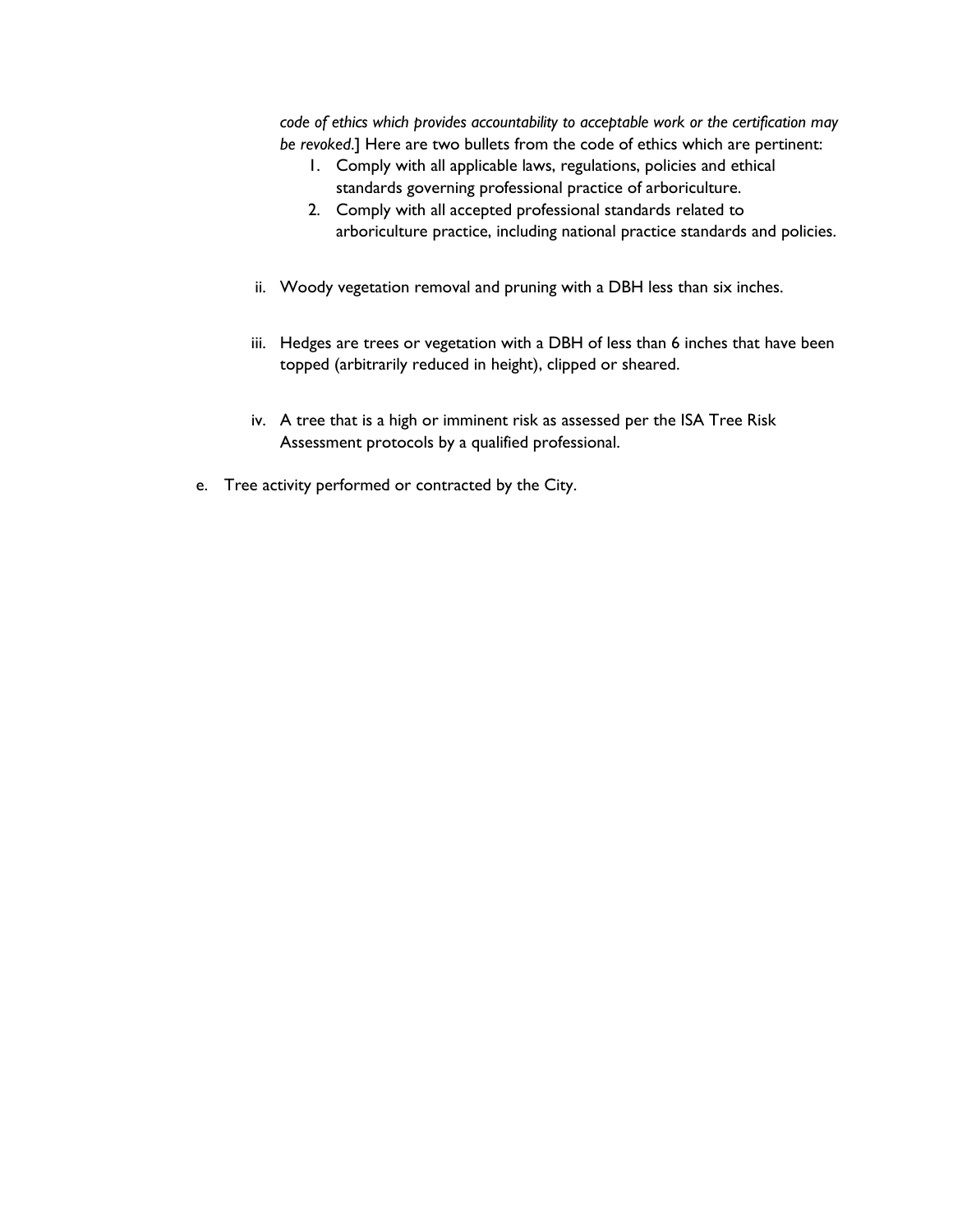*code of ethics which provides accountability to acceptable work or the certification may be revoked*.] Here are two bullets from the code of ethics which are pertinent:

1. Comply with all applicable laws, regulations, policies and ethical standards governing professional practice of arboriculture.
2. Comply with all accepted professional standards related to arboriculture practice, including national practice standards and policies.

ii. Woody vegetation removal and pruning with a DBH less than six inches.

iii. Hedges are trees or vegetation with a DBH of less than 6 inches that have been topped (arbitrarily reduced in height), clipped or sheared.

iv. A tree that is a high or imminent risk as assessed per the ISA Tree Risk Assessment protocols by a qualified professional.

e. Tree activity performed or contracted by the City.